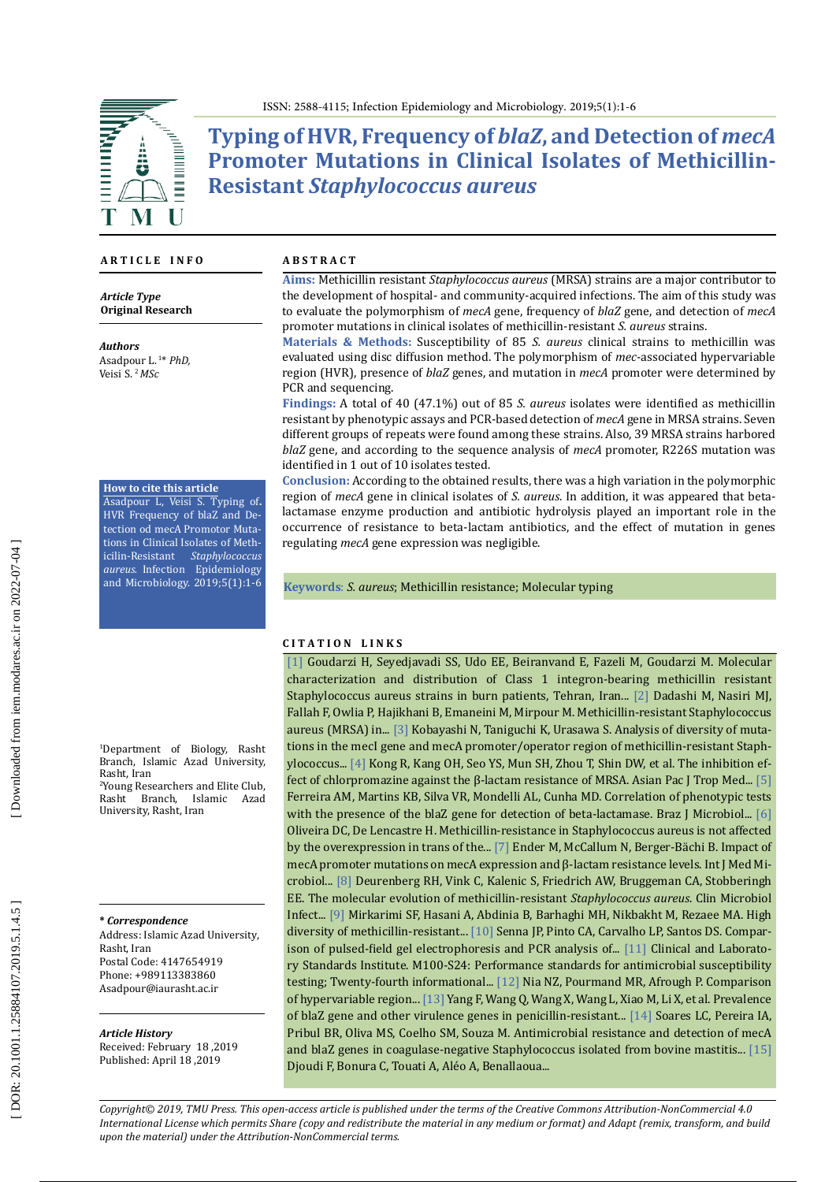# Typing of HVR, Frequency of *blaZ*, and Detection of *mecA* Promoter Mutations in Clinical Isolates of Methicillin-Resistant *Staphylococcus aureus*

## ARTICLE INFO

***Article Type***
**Original Research**

***Authors***
Asadpour L. [1]* *PhD,*
Veisi S. [2] *MSc*

**How to cite this article**
Asadpour L, Veisi S. Typing of HVR Frequency of blaZ and Detection od mecA Promotor Mutations in Clinical Isolates of Methicilin-Resistant *Staphylococcus aureus*. Infection Epidemiology and Microbiology. 2019;5(1):1-6

[1]Department of Biology, Rasht Branch, Islamic Azad University, Rasht, Iran
[2]Young Researchers and Elite Club, Rasht Branch, Islamic Azad University, Rasht, Iran

***\* Correspondence***
Address: Islamic Azad University, Rasht, Iran
Postal Code: 4147654919
Phone: +989113383860
Asadpour@iaurasht.ac.ir

***Article History***
Received: February 18 ,2019
Published: April 18 ,2019

## ABSTRACT

**Aims:** Methicillin resistant *Staphylococcus aureus* (MRSA) strains are a major contributor to the development of hospital- and community-acquired infections. The aim of this study was to evaluate the polymorphism of *mecA* gene, frequency of *blaZ* gene, and detection of *mecA* promoter mutations in clinical isolates of methicillin-resistant *S. aureus* strains.

**Materials & Methods:** Susceptibility of 85 *S. aureus* clinical strains to methicillin was evaluated using disc diffusion method. The polymorphism of *mec*-associated hypervariable region (HVR), presence of *blaZ* genes, and mutation in *mecA* promoter were determined by PCR and sequencing.

**Findings:** A total of 40 (47.1%) out of 85 *S. aureus* isolates were identified as methicillin resistant by phenotypic assays and PCR-based detection of *mecA* gene in MRSA strains. Seven different groups of repeats were found among these strains. Also, 39 MRSA strains harbored *blaZ* gene, and according to the sequence analysis of *mecA* promoter, R226S mutation was identified in 1 out of 10 isolates tested.

**Conclusion:** According to the obtained results, there was a high variation in the polymorphic region of *mecA* gene in clinical isolates of *S. aureus*. In addition, it was appeared that beta-lactamase enzyme production and antibiotic hydrolysis played an important role in the occurrence of resistance to beta-lactam antibiotics, and the effect of mutation in genes regulating *mecA* gene expression was negligible.

**Keywords**: *S. aureus*; Methicillin resistance; Molecular typing

## CITATION LINKS

[1] Goudarzi H, Seyedjavadi SS, Udo EE, Beiranvand E, Fazeli M, Goudarzi M. Molecular characterization and distribution of Class 1 integron-bearing methicillin resistant Staphylococcus aureus strains in burn patients, Tehran, Iran... [2] Dadashi M, Nasiri MJ, Fallah F, Owlia P, Hajikhani B, Emaneini M, Mirpour M. Methicillin-resistant Staphylococcus aureus (MRSA) in... [3] Kobayashi N, Taniguchi K, Urasawa S. Analysis of diversity of mutations in the mecI gene and mecA promoter/operator region of methicillin-resistant Staphylococcus... [4] Kong R, Kang OH, Seo YS, Mun SH, Zhou T, Shin DW, et al. The inhibition effect of chlorpromazine against the β-lactam resistance of MRSA. Asian Pac J Trop Med... [5] Ferreira AM, Martins KB, Silva VR, Mondelli AL, Cunha MD. Correlation of phenotypic tests with the presence of the blaZ gene for detection of beta-lactamase. Braz J Microbiol... [6] Oliveira DC, De Lencastre H. Methicillin-resistance in Staphylococcus aureus is not affected by the overexpression in trans of the... [7] Ender M, McCallum N, Berger-Bächi B. Impact of mecA promoter mutations on mecA expression and β-lactam resistance levels. Int J Med Microbiol... [8] Deurenberg RH, Vink C, Kalenic S, Friedrich AW, Bruggeman CA, Stobberingh EE. The molecular evolution of methicillin-resistant *Staphylococcus aureus*. Clin Microbiol Infect... [9] Mirkarimi SF, Hasani A, Abdinia B, Barhaghi MH, Nikbakht M, Rezaee MA. High diversity of methicillin-resistant... [10] Senna JP, Pinto CA, Carvalho LP, Santos DS. Comparison of pulsed-field gel electrophoresis and PCR analysis of... [11] Clinical and Laboratory Standards Institute. M100-S24: Performance standards for antimicrobial susceptibility testing; Twenty-fourth informational... [12] Nia NZ, Pourmand MR, Afrough P. Comparison of hypervariable region... [13] Yang F, Wang Q, Wang X, Wang L, Xiao M, Li X, et al. Prevalence of blaZ gene and other virulence genes in penicillin-resistant... [14] Soares LC, Pereira IA, Pribul BR, Oliva MS, Coelho SM, Souza M. Antimicrobial resistance and detection of mecA and blaZ genes in coagulase-negative Staphylococcus isolated from bovine mastitis... [15] Djoudi F, Bonura C, Touati A, Aléo A, Benallaoua...

*Copyright© 2019, TMU Press. This open-access article is published under the terms of the Creative Commons Attribution-NonCommercial 4.0 International License which permits Share (copy and redistribute the material in any medium or format) and Adapt (remix, transform, and build upon the material) under the Attribution-NonCommercial terms.*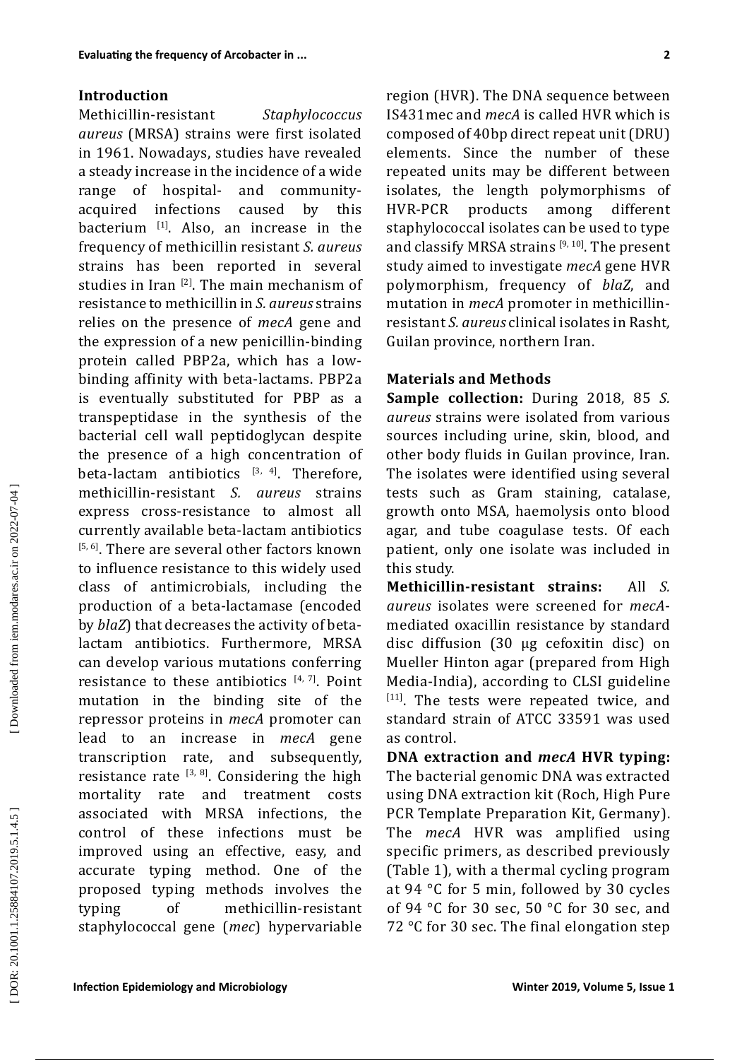## Introduction

Methicillin-resistant *Staphylococcus aureus* (MRSA) strains were first isolated in 1961. Nowadays, studies have revealed a steady increase in the incidence of a wide range of hospital- and community-acquired infections caused by this bacterium [1]. Also, an increase in the frequency of methicillin resistant *S. aureus* strains has been reported in several studies in Iran [2]. The main mechanism of resistance to methicillin in *S. aureus* strains relies on the presence of *mecA* gene and the expression of a new penicillin-binding protein called PBP2a, which has a low-binding affinity with beta-lactams. PBP2a is eventually substituted for PBP as a transpeptidase in the synthesis of the bacterial cell wall peptidoglycan despite the presence of a high concentration of beta-lactam antibiotics [3, 4]. Therefore, methicillin-resistant *S. aureus* strains express cross-resistance to almost all currently available beta-lactam antibiotics [5, 6]. There are several other factors known to influence resistance to this widely used class of antimicrobials, including the production of a beta-lactamase (encoded by *blaZ*) that decreases the activity of beta-lactam antibiotics. Furthermore, MRSA can develop various mutations conferring resistance to these antibiotics [4, 7]. Point mutation in the binding site of the repressor proteins in *mecA* promoter can lead to an increase in *mecA* gene transcription rate, and subsequently, resistance rate [3, 8]. Considering the high mortality rate and treatment costs associated with MRSA infections, the control of these infections must be improved using an effective, easy, and accurate typing method. One of the proposed typing methods involves the typing of methicillin-resistant staphylococcal gene (*mec*) hypervariable region (HVR). The DNA sequence between IS431mec and *mecA* is called HVR which is composed of 40bp direct repeat unit (DRU) elements. Since the number of these repeated units may be different between isolates, the length polymorphisms of HVR-PCR products among different staphylococcal isolates can be used to type and classify MRSA strains [9, 10]. The present study aimed to investigate *mecA* gene HVR polymorphism, frequency of *blaZ*, and mutation in *mecA* promoter in methicillin-resistant *S. aureus* clinical isolates in Rasht, Guilan province, northern Iran.

## Materials and Methods

**Sample collection:** During 2018, 85 *S. aureus* strains were isolated from various sources including urine, skin, blood, and other body fluids in Guilan province, Iran. The isolates were identified using several tests such as Gram staining, catalase, growth onto MSA, haemolysis onto blood agar, and tube coagulase tests. Of each patient, only one isolate was included in this study.

**Methicillin-resistant strains:** All *S. aureus* isolates were screened for *mecA*-mediated oxacillin resistance by standard disc diffusion (30 µg cefoxitin disc) on Mueller Hinton agar (prepared from High Media-India), according to CLSI guideline [11]. The tests were repeated twice, and standard strain of ATCC 33591 was used as control.

**DNA extraction and *mecA* HVR typing:** The bacterial genomic DNA was extracted using DNA extraction kit (Roch, High Pure PCR Template Preparation Kit, Germany). The *mecA* HVR was amplified using specific primers, as described previously (Table 1), with a thermal cycling program at 94 °C for 5 min, followed by 30 cycles of 94 °C for 30 sec, 50 °C for 30 sec, and 72 °C for 30 sec. The final elongation step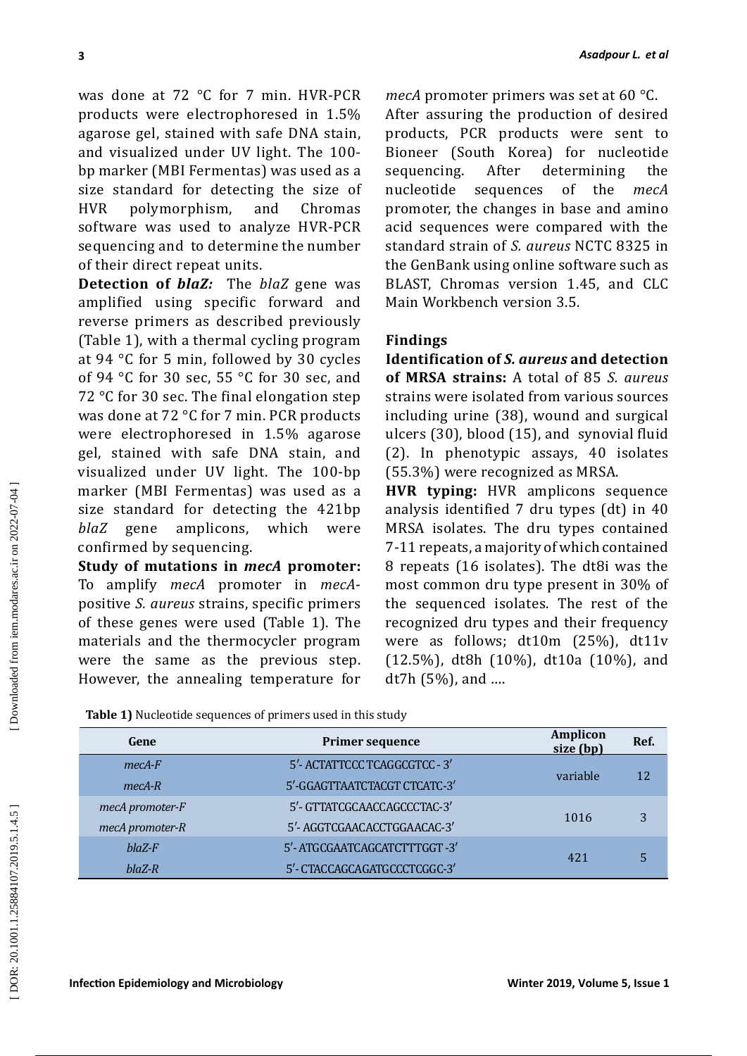was done at 72 °C for 7 min. HVR-PCR products were electrophoresed in 1.5% agarose gel, stained with safe DNA stain, and visualized under UV light. The 100-bp marker (MBI Fermentas) was used as a size standard for detecting the size of HVR polymorphism, and Chromas software was used to analyze HVR-PCR sequencing and to determine the number of their direct repeat units.

**Detection of *blaZ:*** The *blaZ* gene was amplified using specific forward and reverse primers as described previously (Table 1), with a thermal cycling program at 94 °C for 5 min, followed by 30 cycles of 94 °C for 30 sec, 55 °C for 30 sec, and 72 °C for 30 sec. The final elongation step was done at 72 °C for 7 min. PCR products were electrophoresed in 1.5% agarose gel, stained with safe DNA stain, and visualized under UV light. The 100-bp marker (MBI Fermentas) was used as a size standard for detecting the 421bp *blaZ* gene amplicons, which were confirmed by sequencing.

**Study of mutations in *mecA* promoter:** To amplify *mecA* promoter in *mecA*-positive *S. aureus* strains, specific primers of these genes were used (Table 1). The materials and the thermocycler program were the same as the previous step. However, the annealing temperature for *mecA* promoter primers was set at 60 °C.

After assuring the production of desired products, PCR products were sent to Bioneer (South Korea) for nucleotide sequencing. After determining the nucleotide sequences of the *mecA* promoter, the changes in base and amino acid sequences were compared with the standard strain of *S. aureus* NCTC 8325 in the GenBank using online software such as BLAST, Chromas version 1.45, and CLC Main Workbench version 3.5.

## Findings

**Identification of *S. aureus* and detection of MRSA strains:** A total of 85 *S. aureus* strains were isolated from various sources including urine (38), wound and surgical ulcers (30), blood (15), and synovial fluid (2). In phenotypic assays, 40 isolates (55.3%) were recognized as MRSA.

**HVR typing:** HVR amplicons sequence analysis identified 7 dru types (dt) in 40 MRSA isolates. The dru types contained 7-11 repeats, a majority of which contained 8 repeats (16 isolates). The dt8i was the most common dru type present in 30% of the sequenced isolates. The rest of the recognized dru types and their frequency were as follows; dt10m (25%), dt11v (12.5%), dt8h (10%), dt10a (10%), and dt7h (5%), and ....

**Table 1)** Nucleotide sequences of primers used in this study

| Gene | Primer sequence | Amplicon size (bp) | Ref. |
|---|---|---|---|
| *mecA-F* | 5′- ACTATTCCC TCAGGCGTCC - 3′ | variable | 12 |
| *mecA-R* | 5′-GGAGTTAATCTACGT CTCATC-3′ | | |
| *mecA promoter-F* | 5′- GTTATCGCAACCAGCCCTAC-3′ | 1016 | 3 |
| *mecA promoter-R* | 5′- AGGTCGAACACCTGGAACAC-3′ | | |
| *blaZ-F* | 5′- ATGCGAATCAGCATCTTTGGT -3′ | 421 | 5 |
| *blaZ-R* | 5′- CTACCAGCAGATGCCCTCGGC-3′ | | |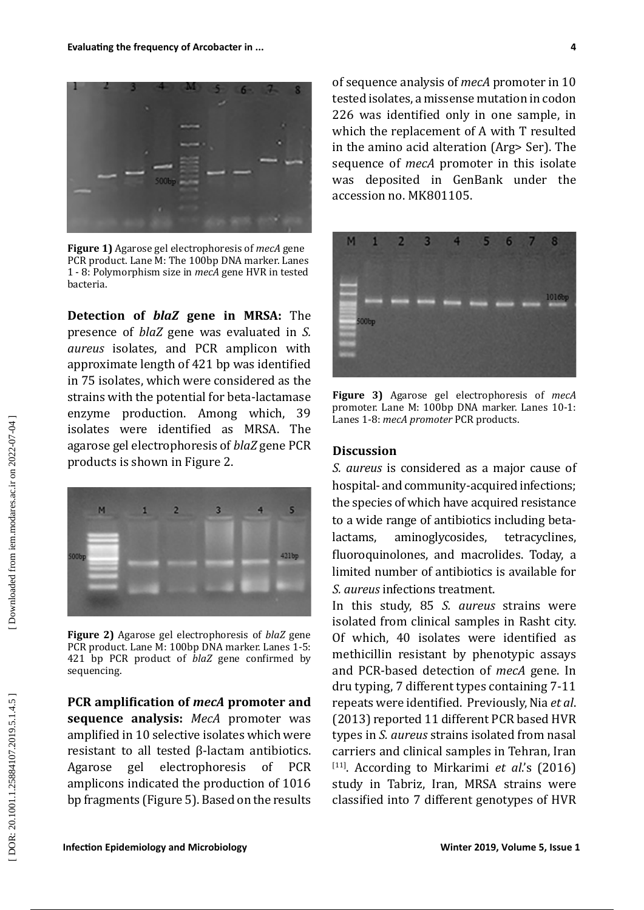**Figure 1)** Agarose gel electrophoresis of *mecA* gene PCR product. Lane M: The 100bp DNA marker. Lanes 1 - 8: Polymorphism size in *mecA* gene HVR in tested bacteria.

**Detection of *blaZ* gene in MRSA:** The presence of *blaZ* gene was evaluated in *S. aureus* isolates, and PCR amplicon with approximate length of 421 bp was identified in 75 isolates, which were considered as the strains with the potential for beta-lactamase enzyme production. Among which, 39 isolates were identified as MRSA. The agarose gel electrophoresis of *blaZ* gene PCR products is shown in Figure 2.

**Figure 2)** Agarose gel electrophoresis of *blaZ* gene PCR product. Lane M: 100bp DNA marker. Lanes 1-5: 421 bp PCR product of *blaZ* gene confirmed by sequencing.

**PCR amplification of *mecA* promoter and sequence analysis:** *MecA* promoter was amplified in 10 selective isolates which were resistant to all tested β-lactam antibiotics. Agarose gel electrophoresis of PCR amplicons indicated the production of 1016 bp fragments (Figure 5). Based on the results of sequence analysis of *mecA* promoter in 10 tested isolates, a missense mutation in codon 226 was identified only in one sample, in which the replacement of A with T resulted in the amino acid alteration (Arg> Ser). The sequence of *mecA* promoter in this isolate was deposited in GenBank under the accession no. MK801105.

**Figure 3)** Agarose gel electrophoresis of *mecA* promoter. Lane M: 100bp DNA marker. Lanes 10-1: Lanes 1-8: *mecA promoter* PCR products.

## Discussion

*S. aureus* is considered as a major cause of hospital- and community-acquired infections; the species of which have acquired resistance to a wide range of antibiotics including beta-lactams, aminoglycosides, tetracyclines, fluoroquinolones, and macrolides. Today, a limited number of antibiotics is available for *S. aureus* infections treatment.

In this study, 85 *S. aureus* strains were isolated from clinical samples in Rasht city. Of which, 40 isolates were identified as methicillin resistant by phenotypic assays and PCR-based detection of *mecA* gene. In dru typing, 7 different types containing 7-11 repeats were identified. Previously, Nia *et al*. (2013) reported 11 different PCR based HVR types in *S. aureus* strains isolated from nasal carriers and clinical samples in Tehran, Iran [11]. According to Mirkarimi *et al*.'s (2016) study in Tabriz, Iran, MRSA strains were classified into 7 different genotypes of HVR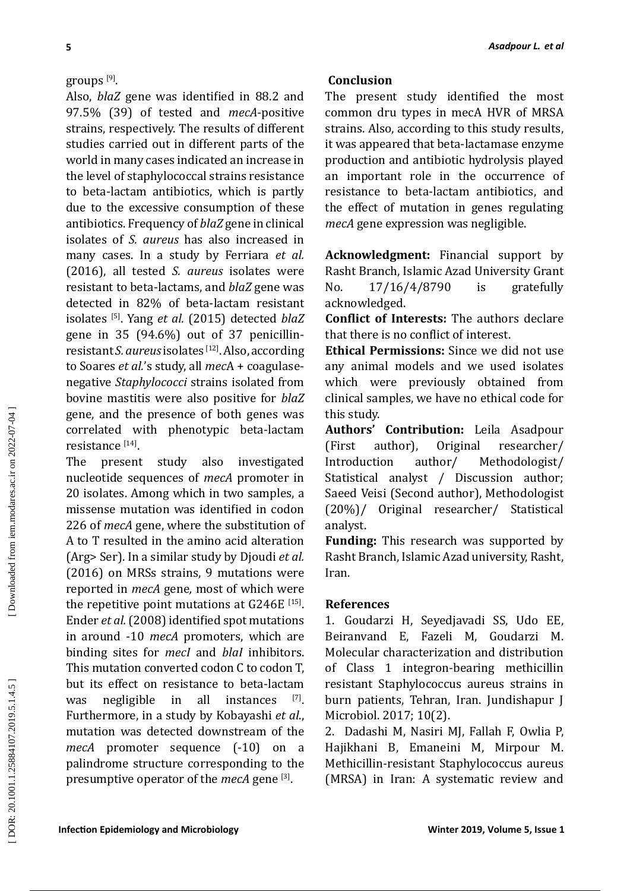groups [9].

Also, *blaZ* gene was identified in 88.2 and 97.5% (39) of tested and *mecA*-positive strains, respectively. The results of different studies carried out in different parts of the world in many cases indicated an increase in the level of staphylococcal strains resistance to beta-lactam antibiotics, which is partly due to the excessive consumption of these antibiotics. Frequency of *blaZ* gene in clinical isolates of *S. aureus* has also increased in many cases. In a study by Ferriara *et al.* (2016), all tested *S. aureus* isolates were resistant to beta-lactams, and *blaZ* gene was detected in 82% of beta-lactam resistant isolates [5]. Yang *et al.* (2015) detected *blaZ* gene in 35 (94.6%) out of 37 penicillin-resistant *S. aureus* isolates [12]. Also, according to Soares *et al.*'s study, all *mec*A + coagulase-negative *Staphylococci* strains isolated from bovine mastitis were also positive for *blaZ* gene, and the presence of both genes was correlated with phenotypic beta-lactam resistance [14].

The present study also investigated nucleotide sequences of *mecA* promoter in 20 isolates. Among which in two samples, a missense mutation was identified in codon 226 of *mecA* gene, where the substitution of A to T resulted in the amino acid alteration (Arg> Ser). In a similar study by Djoudi *et al.* (2016) on MRSs strains, 9 mutations were reported in *mecA* gene, most of which were the repetitive point mutations at G246E [15]. Ender *et al.* (2008) identified spot mutations in around -10 *mecA* promoters, which are binding sites for *mecI* and *blaI* inhibitors. This mutation converted codon C to codon T, but its effect on resistance to beta-lactam was negligible in all instances [7]. Furthermore, in a study by Kobayashi *et al.*, mutation was detected downstream of the *mecA* promoter sequence (-10) on a palindrome structure corresponding to the presumptive operator of the *mecA* gene [3].

## Conclusion

The present study identified the most common dru types in mecA HVR of MRSA strains. Also, according to this study results, it was appeared that beta-lactamase enzyme production and antibiotic hydrolysis played an important role in the occurrence of resistance to beta-lactam antibiotics, and the effect of mutation in genes regulating *mecA* gene expression was negligible.

**Acknowledgment:** Financial support by Rasht Branch, Islamic Azad University Grant No. 17/16/4/8790 is gratefully acknowledged.

**Conflict of Interests:** The authors declare that there is no conflict of interest.

**Ethical Permissions:** Since we did not use any animal models and we used isolates which were previously obtained from clinical samples, we have no ethical code for this study.

**Authors' Contribution:** Leila Asadpour (First author), Original researcher/ Introduction author/ Methodologist/ Statistical analyst / Discussion author; Saeed Veisi (Second author), Methodologist (20%)/ Original researcher/ Statistical analyst.

**Funding:** This research was supported by Rasht Branch, Islamic Azad university, Rasht, Iran.

## References

1. Goudarzi H, Seyedjavadi SS, Udo EE, Beiranvand E, Fazeli M, Goudarzi M. Molecular characterization and distribution of Class 1 integron-bearing methicillin resistant Staphylococcus aureus strains in burn patients, Tehran, Iran. Jundishapur J Microbiol. 2017; 10(2).

2. Dadashi M, Nasiri MJ, Fallah F, Owlia P, Hajikhani B, Emaneini M, Mirpour M. Methicillin-resistant Staphylococcus aureus (MRSA) in Iran: A systematic review and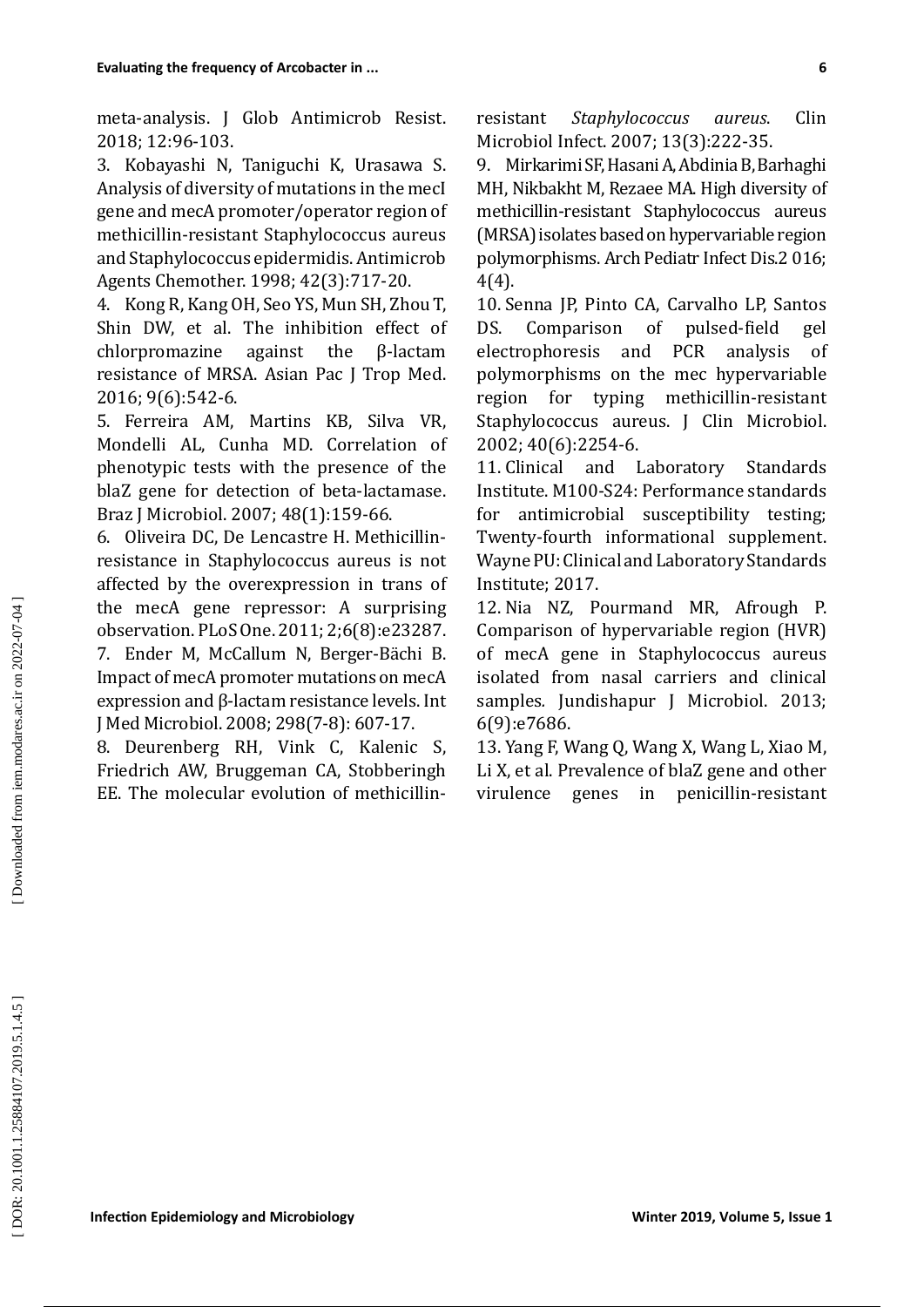meta-analysis. J Glob Antimicrob Resist. 2018; 12:96-103.

3. Kobayashi N, Taniguchi K, Urasawa S. Analysis of diversity of mutations in the mecI gene and mecA promoter/operator region of methicillin-resistant Staphylococcus aureus and Staphylococcus epidermidis. Antimicrob Agents Chemother. 1998; 42(3):717-20.

4. Kong R, Kang OH, Seo YS, Mun SH, Zhou T, Shin DW, et al. The inhibition effect of chlorpromazine against the β-lactam resistance of MRSA. Asian Pac J Trop Med. 2016; 9(6):542-6.

5. Ferreira AM, Martins KB, Silva VR, Mondelli AL, Cunha MD. Correlation of phenotypic tests with the presence of the blaZ gene for detection of beta-lactamase. Braz J Microbiol. 2007; 48(1):159-66.

6. Oliveira DC, De Lencastre H. Methicillin-resistance in Staphylococcus aureus is not affected by the overexpression in trans of the mecA gene repressor: A surprising observation. PLoS One. 2011; 2;6(8):e23287.

7. Ender M, McCallum N, Berger-Bächi B. Impact of mecA promoter mutations on mecA expression and β-lactam resistance levels. Int J Med Microbiol. 2008; 298(7-8): 607-17.

8. Deurenberg RH, Vink C, Kalenic S, Friedrich AW, Bruggeman CA, Stobberingh EE. The molecular evolution of methicillin-resistant *Staphylococcus aureus*. Clin Microbiol Infect. 2007; 13(3):222-35.

9. Mirkarimi SF, Hasani A, Abdinia B, Barhaghi MH, Nikbakht M, Rezaee MA. High diversity of methicillin-resistant Staphylococcus aureus (MRSA) isolates based on hypervariable region polymorphisms. Arch Pediatr Infect Dis.2 016; 4(4).

10. Senna JP, Pinto CA, Carvalho LP, Santos DS. Comparison of pulsed-field gel electrophoresis and PCR analysis of polymorphisms on the mec hypervariable region for typing methicillin-resistant Staphylococcus aureus. J Clin Microbiol. 2002; 40(6):2254-6.

11. Clinical and Laboratory Standards Institute. M100-S24: Performance standards for antimicrobial susceptibility testing; Twenty-fourth informational supplement. Wayne PU: Clinical and Laboratory Standards Institute; 2017.

12. Nia NZ, Pourmand MR, Afrough P. Comparison of hypervariable region (HVR) of mecA gene in Staphylococcus aureus isolated from nasal carriers and clinical samples. Jundishapur J Microbiol. 2013; 6(9):e7686.

13. Yang F, Wang Q, Wang X, Wang L, Xiao M, Li X, et al. Prevalence of blaZ gene and other virulence genes in penicillin-resistant